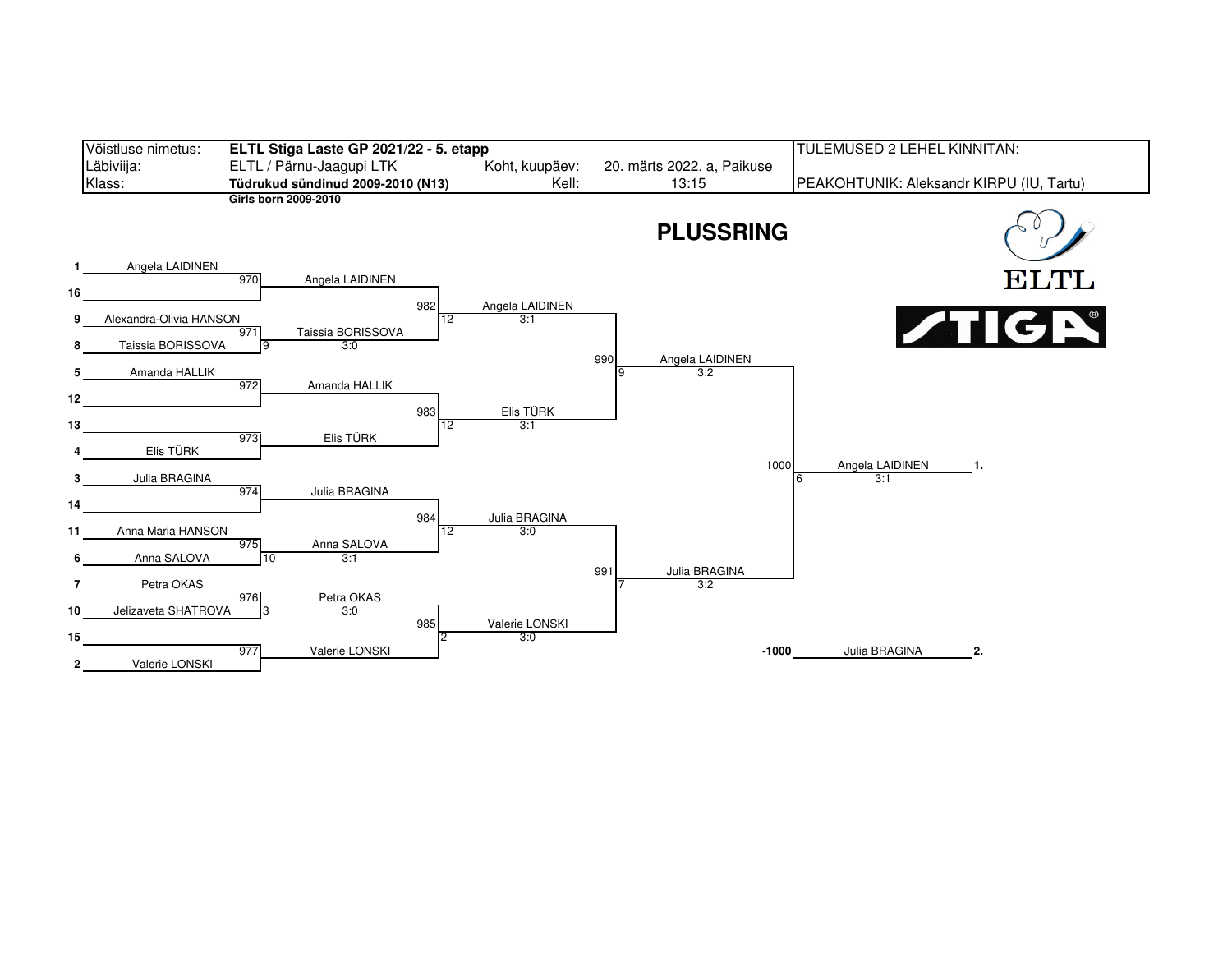| Võistluse nimetus: | **ELTL Stiga Laste GP 2021/22 - 5. etapp** | | | TULEMUSED 2 LEHEL KINNITAN: |
|---|---|---|---|---|
| Läbiviija: | ELTL / Pärnu-Jaagupi LTK | Koht, kuupäev: | 20. märts 2022. a, Paikuse | |
| Klass: | **Tüdrukud sündinud 2009-2010 (N13)** | Kell: | 13:15 | PEAKOHTUNIK: Aleksandr KIRPU (IU, Tartu) |

**Girls born 2009-2010**

# PLUSSRING

ELTL

STIGA

| Seed | Player | Match | Round 1 | Match | Round 2 | Match | Semifinal | Match | Final | Place |
|---|---|---|---|---|---|---|---|---|---|---|
| 1 | Angela LAIDINEN | 970 | Angela LAIDINEN | 982 | Angela LAIDINEN 3:1 (12) | 990 | Angela LAIDINEN 3:2 (9) | 1000 | Angela LAIDINEN 3:1 (6) | 1. |
| 16 | | | | | | | | | | |
| 9 | Alexandra-Olivia HANSON | 971 | Taissia BORISSOVA 3:0 (9) | | | | | | | |
| 8 | Taissia BORISSOVA | | | | | | | | | |
| 5 | Amanda HALLIK | 972 | Amanda HALLIK | 983 | Elis TÜRK 3:1 (12) | | | | | |
| 12 | | | | | | | | | | |
| 13 | | 973 | Elis TÜRK | | | | | | | |
| 4 | Elis TÜRK | | | | | | | | | |
| 3 | Julia BRAGINA | 974 | Julia BRAGINA | 984 | Julia BRAGINA 3:0 (12) | 991 | Julia BRAGINA 3:2 (7) | -1000 | Julia BRAGINA | 2. |
| 14 | | | | | | | | | | |
| 11 | Anna Maria HANSON | 975 | Anna SALOVA 3:1 (10) | | | | | | | |
| 6 | Anna SALOVA | | | | | | | | | |
| 7 | Petra OKAS | 976 | Petra OKAS 3:0 (3) | 985 | Valerie LONSKI 3:0 (2) | | | | | |
| 10 | Jelizaveta SHATROVA | | | | | | | | | |
| 15 | | 977 | Valerie LONSKI | | | | | | | |
| 2 | Valerie LONSKI | | | | | | | | | |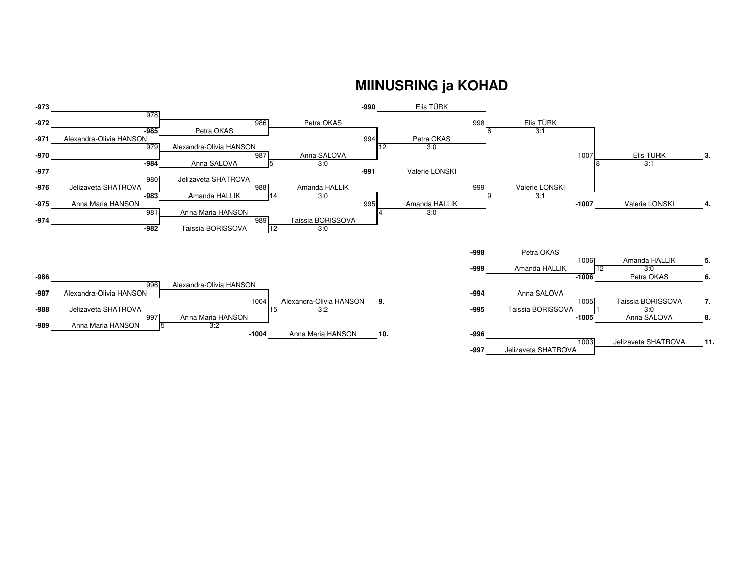# MIINUSRING ja KOHAD

-973
978
-972
986 Petra OKAS
-985 Petra OKAS
-971 Alexandra-Olivia HANSON
979 Alexandra-Olivia HANSON
-970
987 Anna SALOVA
-984 Anna SALOVA 5 3:0
-977
980 Jelizaveta SHATROVA
-976 Jelizaveta SHATROVA
988 Amanda HALLIK
-983 Amanda HALLIK 14 3:0
-975 Anna Maria HANSON
981 Anna Maria HANSON
-974
989 Taissia BORISSOVA
-982 Taissia BORISSOVA 12 3:0

-990 Elis TÜRK
998 Elis TÜRK
6 3:1
994 Petra OKAS
12 3:0
-991 Valerie LONSKI
999 Valerie LONSKI
9 3:1
995 Amanda HALLIK
4 3:0

1007 Elis TÜRK **3.**
8 3:1
-1007 Valerie LONSKI **4.**

-998 Petra OKAS
1006 Amanda HALLIK **5.**
-999 Amanda HALLIK 12 3:0
-1006 Petra OKAS **6.**

-986
996 Alexandra-Olivia HANSON
-987 Alexandra-Olivia HANSON
1004 Alexandra-Olivia HANSON **9.**
15 3:2
-988 Jelizaveta SHATROVA
997 Anna Maria HANSON
-989 Anna Maria HANSON 5 3:2
-1004 Anna Maria HANSON **10.**

-994 Anna SALOVA
1005 Taissia BORISSOVA **7.**
-995 Taissia BORISSOVA 1 3:0
-1005 Anna SALOVA **8.**

-996
1003 Jelizaveta SHATROVA **11.**
-997 Jelizaveta SHATROVA